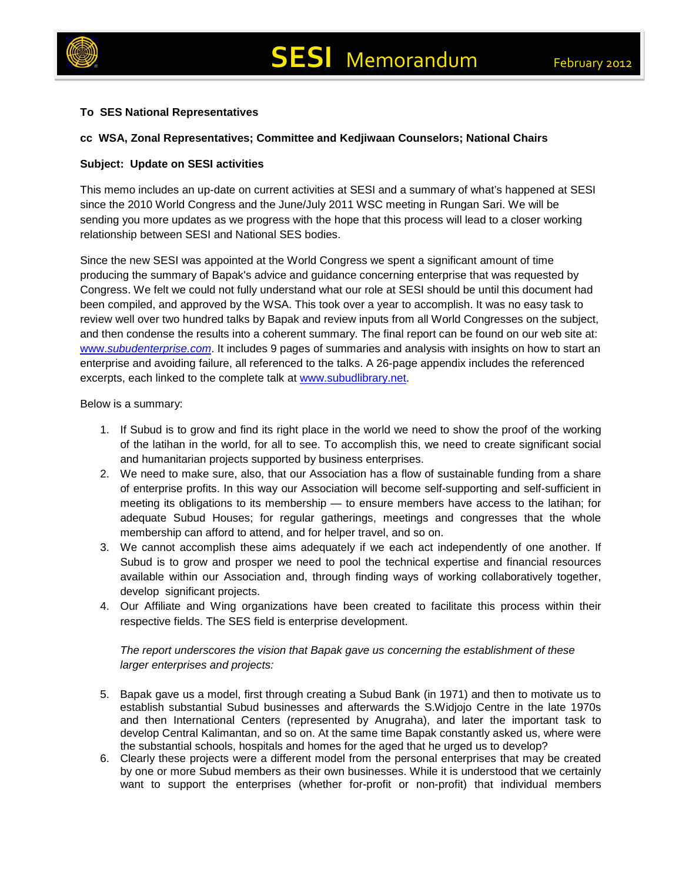# SESI Memorandum

February 2012

**To SES National Representatives**

**cc WSA, Zonal Representatives; Committee and Kedjiwaan Counselors; National Chairs**

**Subject: Update on SESI activities**

This memo includes an up-date on current activities at SESI and a summary of what's happened at SESI since the 2010 World Congress and the June/July 2011 WSC meeting in Rungan Sari. We will be sending you more updates as we progress with the hope that this process will lead to a closer working relationship between SESI and National SES bodies.

Since the new SESI was appointed at the World Congress we spent a significant amount of time producing the summary of Bapak's advice and guidance concerning enterprise that was requested by Congress. We felt we could not fully understand what our role at SESI should be until this document had been compiled, and approved by the WSA. This took over a year to accomplish. It was no easy task to review well over two hundred talks by Bapak and review inputs from all World Congresses on the subject, and then condense the results into a coherent summary. The final report can be found on our web site at: www.*subudenterprise.com*. It includes 9 pages of summaries and analysis with insights on how to start an enterprise and avoiding failure, all referenced to the talks. A 26-page appendix includes the referenced excerpts, each linked to the complete talk at www.subudlibrary.net.

Below is a summary:

1. If Subud is to grow and find its right place in the world we need to show the proof of the working of the latihan in the world, for all to see. To accomplish this, we need to create significant social and humanitarian projects supported by business enterprises.
2. We need to make sure, also, that our Association has a flow of sustainable funding from a share of enterprise profits. In this way our Association will become self-supporting and self-sufficient in meeting its obligations to its membership — to ensure members have access to the latihan; for adequate Subud Houses; for regular gatherings, meetings and congresses that the whole membership can afford to attend, and for helper travel, and so on.
3. We cannot accomplish these aims adequately if we each act independently of one another. If Subud is to grow and prosper we need to pool the technical expertise and financial resources available within our Association and, through finding ways of working collaboratively together, develop significant projects.
4. Our Affiliate and Wing organizations have been created to facilitate this process within their respective fields. The SES field is enterprise development.

   *The report underscores the vision that Bapak gave us concerning the establishment of these larger enterprises and projects:*

5. Bapak gave us a model, first through creating a Subud Bank (in 1971) and then to motivate us to establish substantial Subud businesses and afterwards the S.Widjojo Centre in the late 1970s and then International Centers (represented by Anugraha), and later the important task to develop Central Kalimantan, and so on. At the same time Bapak constantly asked us, where were the substantial schools, hospitals and homes for the aged that he urged us to develop?
6. Clearly these projects were a different model from the personal enterprises that may be created by one or more Subud members as their own businesses. While it is understood that we certainly want to support the enterprises (whether for-profit or non-profit) that individual members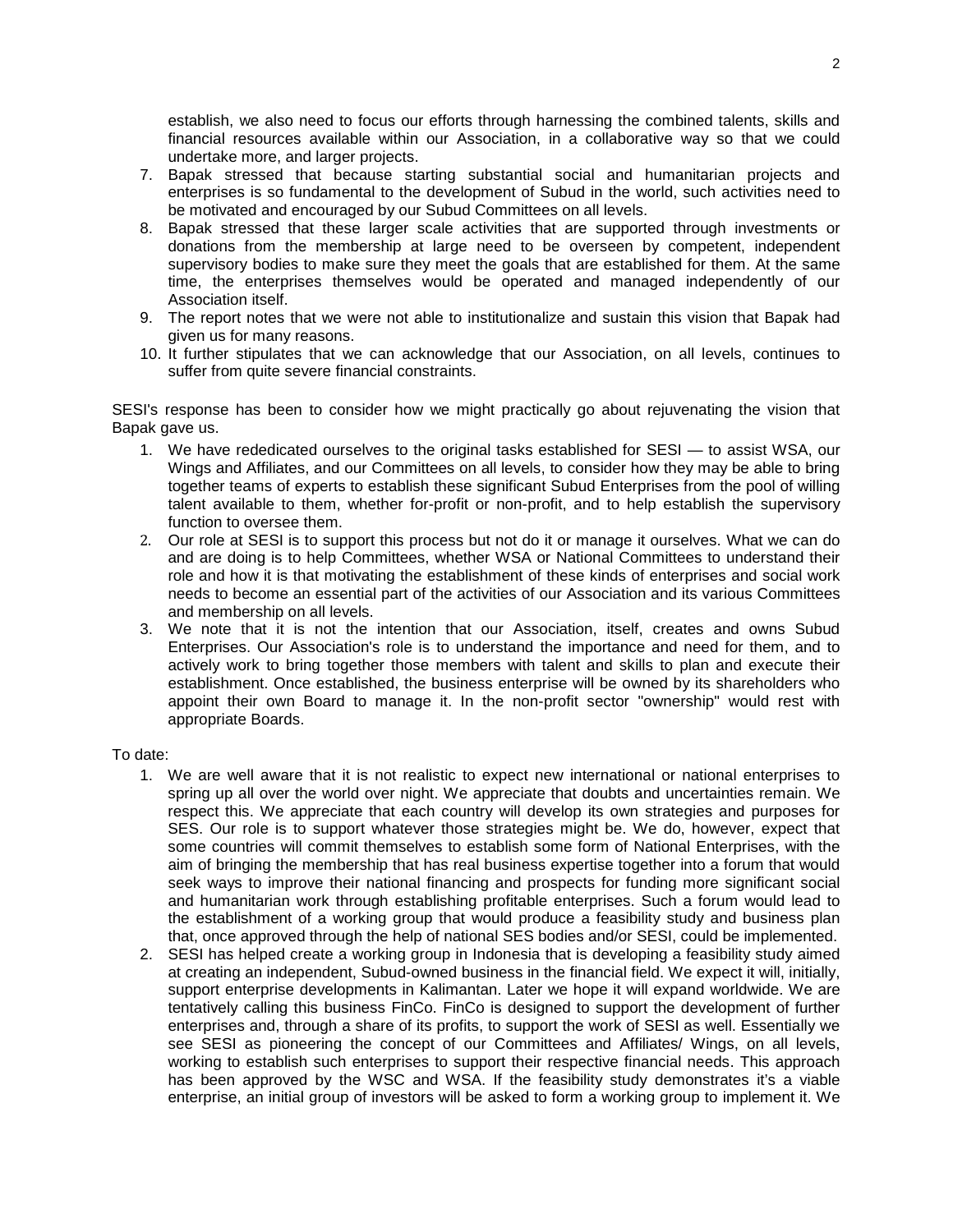establish, we also need to focus our efforts through harnessing the combined talents, skills and financial resources available within our Association, in a collaborative way so that we could undertake more, and larger projects.

7. Bapak stressed that because starting substantial social and humanitarian projects and enterprises is so fundamental to the development of Subud in the world, such activities need to be motivated and encouraged by our Subud Committees on all levels.
8. Bapak stressed that these larger scale activities that are supported through investments or donations from the membership at large need to be overseen by competent, independent supervisory bodies to make sure they meet the goals that are established for them. At the same time, the enterprises themselves would be operated and managed independently of our Association itself.
9. The report notes that we were not able to institutionalize and sustain this vision that Bapak had given us for many reasons.
10. It further stipulates that we can acknowledge that our Association, on all levels, continues to suffer from quite severe financial constraints.

SESI's response has been to consider how we might practically go about rejuvenating the vision that Bapak gave us.

1. We have rededicated ourselves to the original tasks established for SESI — to assist WSA, our Wings and Affiliates, and our Committees on all levels, to consider how they may be able to bring together teams of experts to establish these significant Subud Enterprises from the pool of willing talent available to them, whether for-profit or non-profit, and to help establish the supervisory function to oversee them.
2. Our role at SESI is to support this process but not do it or manage it ourselves. What we can do and are doing is to help Committees, whether WSA or National Committees to understand their role and how it is that motivating the establishment of these kinds of enterprises and social work needs to become an essential part of the activities of our Association and its various Committees and membership on all levels.
3. We note that it is not the intention that our Association, itself, creates and owns Subud Enterprises. Our Association's role is to understand the importance and need for them, and to actively work to bring together those members with talent and skills to plan and execute their establishment. Once established, the business enterprise will be owned by its shareholders who appoint their own Board to manage it. In the non-profit sector "ownership" would rest with appropriate Boards.

To date:

1. We are well aware that it is not realistic to expect new international or national enterprises to spring up all over the world over night. We appreciate that doubts and uncertainties remain. We respect this. We appreciate that each country will develop its own strategies and purposes for SES. Our role is to support whatever those strategies might be. We do, however, expect that some countries will commit themselves to establish some form of National Enterprises, with the aim of bringing the membership that has real business expertise together into a forum that would seek ways to improve their national financing and prospects for funding more significant social and humanitarian work through establishing profitable enterprises. Such a forum would lead to the establishment of a working group that would produce a feasibility study and business plan that, once approved through the help of national SES bodies and/or SESI, could be implemented.
2. SESI has helped create a working group in Indonesia that is developing a feasibility study aimed at creating an independent, Subud-owned business in the financial field. We expect it will, initially, support enterprise developments in Kalimantan. Later we hope it will expand worldwide. We are tentatively calling this business FinCo. FinCo is designed to support the development of further enterprises and, through a share of its profits, to support the work of SESI as well. Essentially we see SESI as pioneering the concept of our Committees and Affiliates/ Wings, on all levels, working to establish such enterprises to support their respective financial needs. This approach has been approved by the WSC and WSA. If the feasibility study demonstrates it's a viable enterprise, an initial group of investors will be asked to form a working group to implement it. We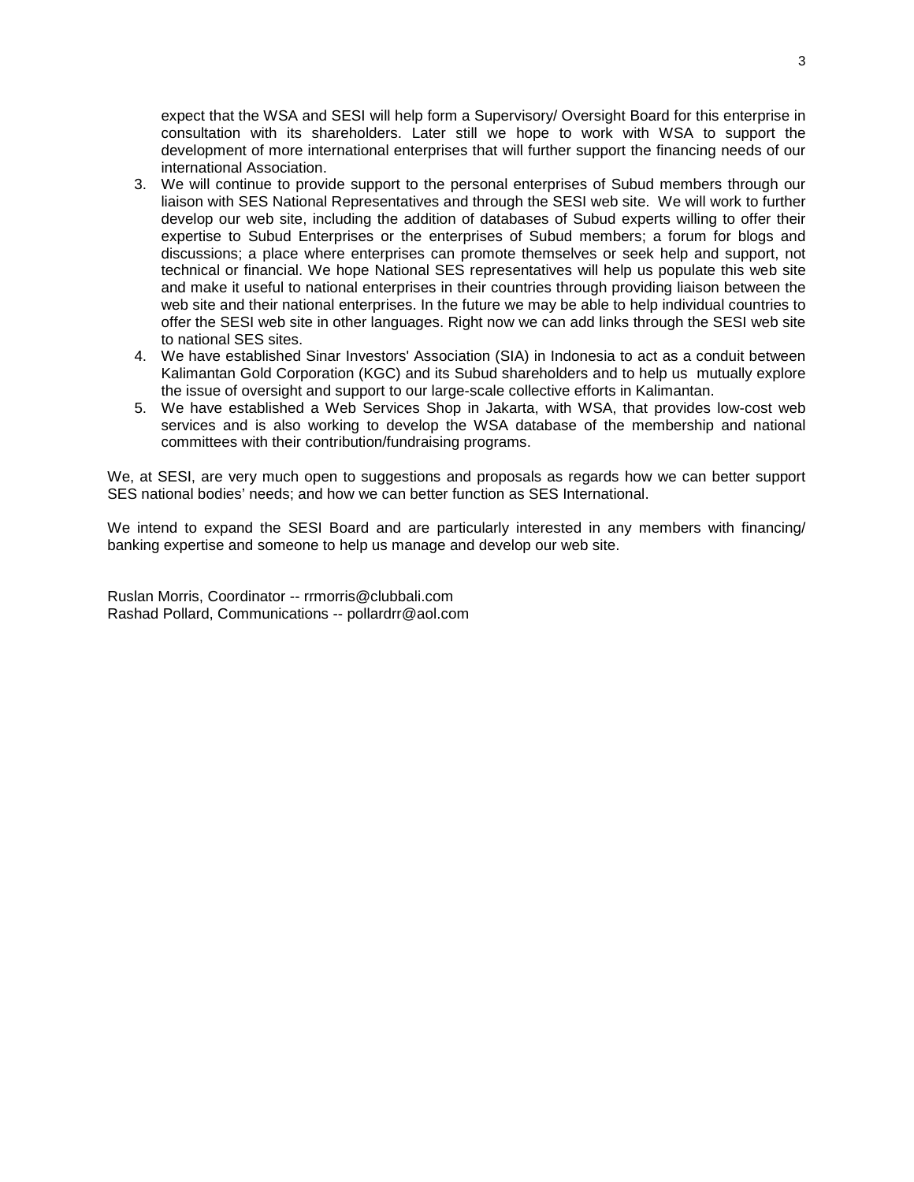expect that the WSA and SESI will help form a Supervisory/ Oversight Board for this enterprise in consultation with its shareholders. Later still we hope to work with WSA to support the development of more international enterprises that will further support the financing needs of our international Association.

3. We will continue to provide support to the personal enterprises of Subud members through our liaison with SES National Representatives and through the SESI web site. We will work to further develop our web site, including the addition of databases of Subud experts willing to offer their expertise to Subud Enterprises or the enterprises of Subud members; a forum for blogs and discussions; a place where enterprises can promote themselves or seek help and support, not technical or financial. We hope National SES representatives will help us populate this web site and make it useful to national enterprises in their countries through providing liaison between the web site and their national enterprises. In the future we may be able to help individual countries to offer the SESI web site in other languages. Right now we can add links through the SESI web site to national SES sites.
4. We have established Sinar Investors' Association (SIA) in Indonesia to act as a conduit between Kalimantan Gold Corporation (KGC) and its Subud shareholders and to help us mutually explore the issue of oversight and support to our large-scale collective efforts in Kalimantan.
5. We have established a Web Services Shop in Jakarta, with WSA, that provides low-cost web services and is also working to develop the WSA database of the membership and national committees with their contribution/fundraising programs.

We, at SESI, are very much open to suggestions and proposals as regards how we can better support SES national bodies' needs; and how we can better function as SES International.

We intend to expand the SESI Board and are particularly interested in any members with financing/ banking expertise and someone to help us manage and develop our web site.

Ruslan Morris, Coordinator -- rrmorris@clubbali.com
Rashad Pollard, Communications -- pollardrr@aol.com